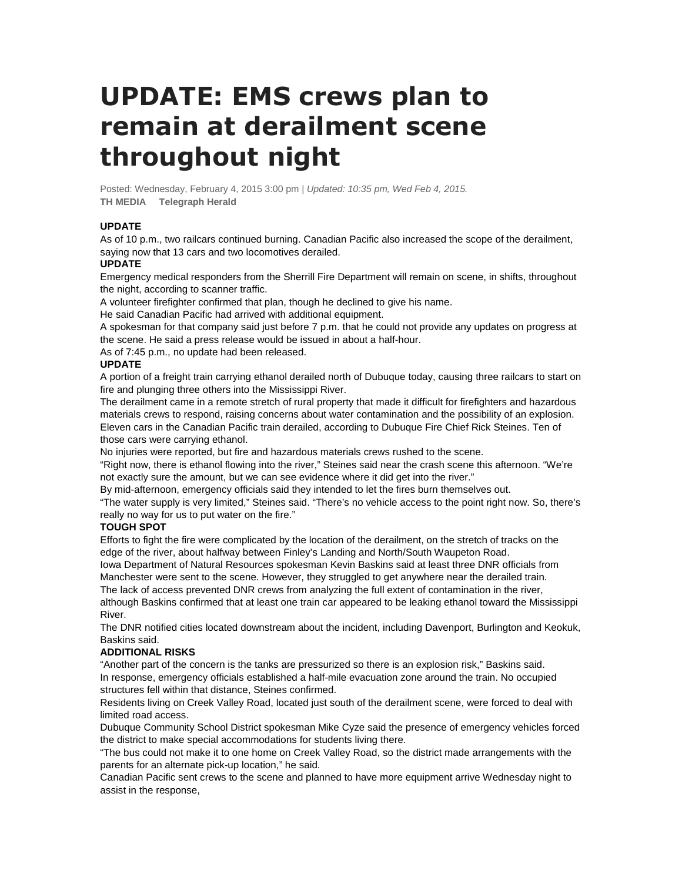# UPDATE: EMS crews plan to remain at derailment scene throughout night

Posted: Wednesday, February 4, 2015 3:00 pm | *Updated: 10:35 pm, Wed Feb 4, 2015.*

**TH MEDIA Telegraph Herald**

**UPDATE**

As of 10 p.m., two railcars continued burning. Canadian Pacific also increased the scope of the derailment, saying now that 13 cars and two locomotives derailed.

**UPDATE**

Emergency medical responders from the Sherrill Fire Department will remain on scene, in shifts, throughout the night, according to scanner traffic.

A volunteer firefighter confirmed that plan, though he declined to give his name.

He said Canadian Pacific had arrived with additional equipment.

A spokesman for that company said just before 7 p.m. that he could not provide any updates on progress at the scene. He said a press release would be issued in about a half-hour.

As of 7:45 p.m., no update had been released.

**UPDATE**

A portion of a freight train carrying ethanol derailed north of Dubuque today, causing three railcars to start on fire and plunging three others into the Mississippi River.

The derailment came in a remote stretch of rural property that made it difficult for firefighters and hazardous materials crews to respond, raising concerns about water contamination and the possibility of an explosion.

Eleven cars in the Canadian Pacific train derailed, according to Dubuque Fire Chief Rick Steines. Ten of those cars were carrying ethanol.

No injuries were reported, but fire and hazardous materials crews rushed to the scene.

"Right now, there is ethanol flowing into the river," Steines said near the crash scene this afternoon. "We're not exactly sure the amount, but we can see evidence where it did get into the river."

By mid-afternoon, emergency officials said they intended to let the fires burn themselves out.

"The water supply is very limited," Steines said. "There's no vehicle access to the point right now. So, there's really no way for us to put water on the fire."

**TOUGH SPOT**

Efforts to fight the fire were complicated by the location of the derailment, on the stretch of tracks on the edge of the river, about halfway between Finley's Landing and North/South Waupeton Road.

Iowa Department of Natural Resources spokesman Kevin Baskins said at least three DNR officials from Manchester were sent to the scene. However, they struggled to get anywhere near the derailed train.

The lack of access prevented DNR crews from analyzing the full extent of contamination in the river, although Baskins confirmed that at least one train car appeared to be leaking ethanol toward the Mississippi River.

The DNR notified cities located downstream about the incident, including Davenport, Burlington and Keokuk, Baskins said.

**ADDITIONAL RISKS**

"Another part of the concern is the tanks are pressurized so there is an explosion risk," Baskins said.

In response, emergency officials established a half-mile evacuation zone around the train. No occupied structures fell within that distance, Steines confirmed.

Residents living on Creek Valley Road, located just south of the derailment scene, were forced to deal with limited road access.

Dubuque Community School District spokesman Mike Cyze said the presence of emergency vehicles forced the district to make special accommodations for students living there.

"The bus could not make it to one home on Creek Valley Road, so the district made arrangements with the parents for an alternate pick-up location," he said.

Canadian Pacific sent crews to the scene and planned to have more equipment arrive Wednesday night to assist in the response,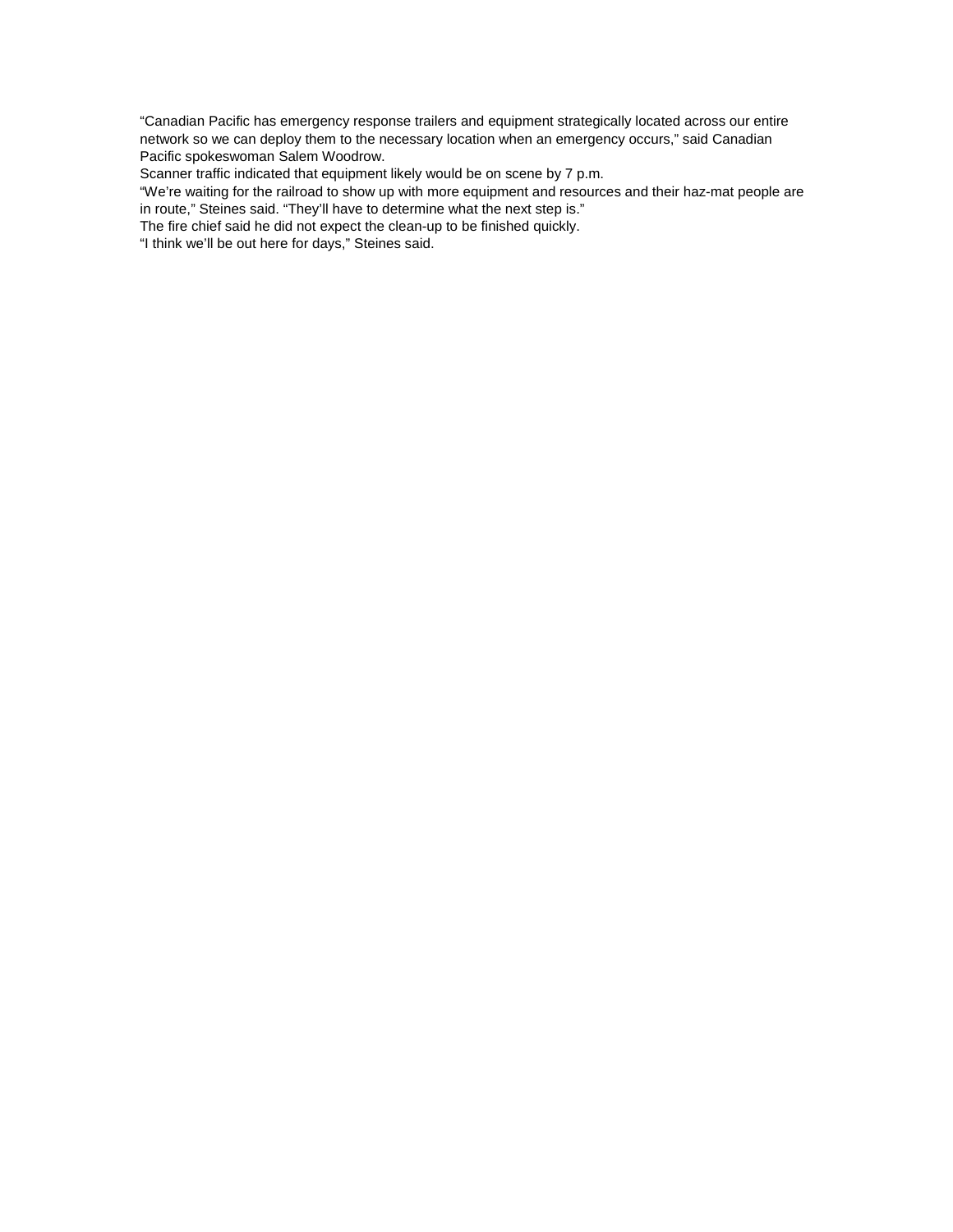"Canadian Pacific has emergency response trailers and equipment strategically located across our entire network so we can deploy them to the necessary location when an emergency occurs," said Canadian Pacific spokeswoman Salem Woodrow.

Scanner traffic indicated that equipment likely would be on scene by 7 p.m.

"We're waiting for the railroad to show up with more equipment and resources and their haz-mat people are in route," Steines said. "They'll have to determine what the next step is."

The fire chief said he did not expect the clean-up to be finished quickly.

"I think we'll be out here for days," Steines said.